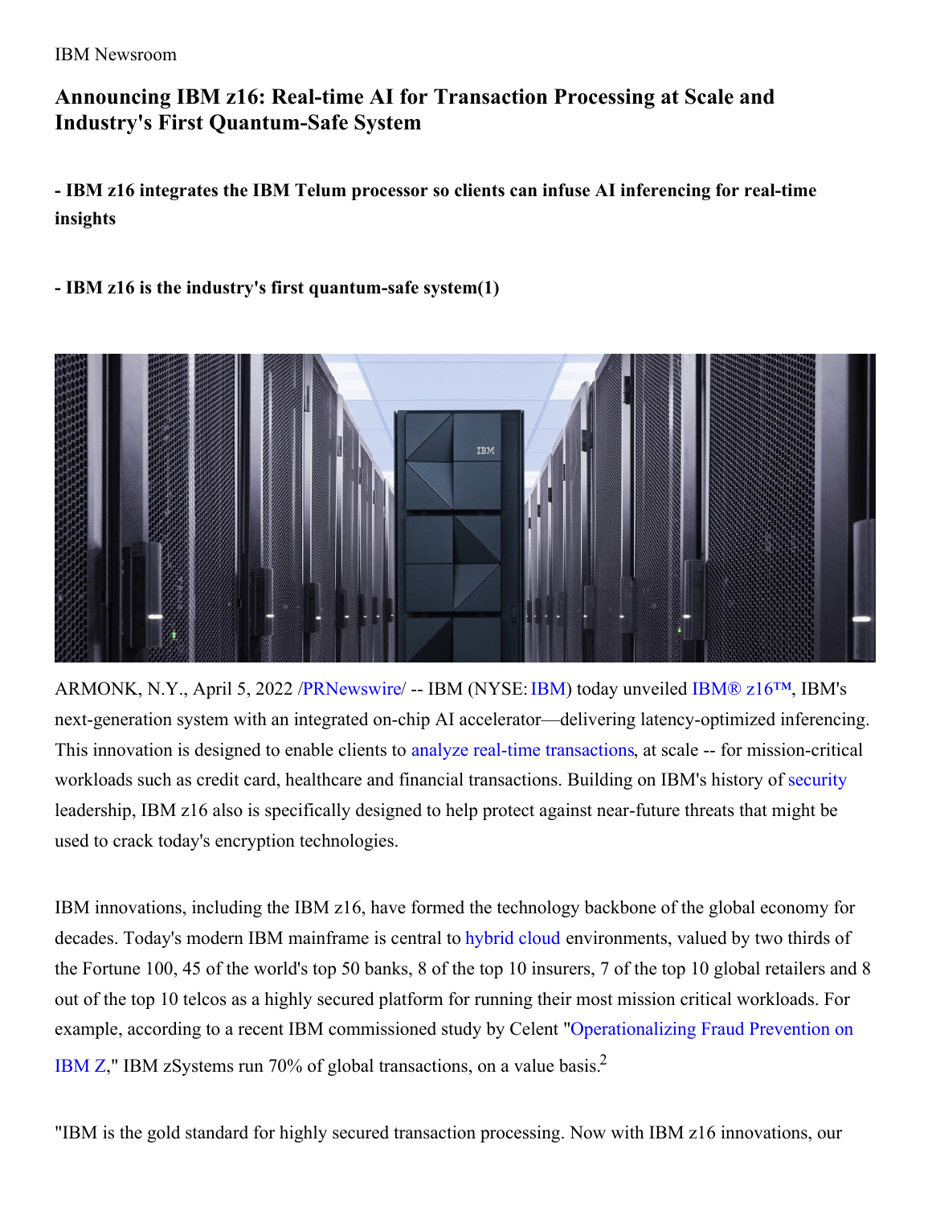IBM Newsroom

# Announcing IBM z16: Real-time AI for Transaction Processing at Scale and Industry's First Quantum-Safe System

**- IBM z16 integrates the IBM Telum processor so clients can infuse AI inferencing for real-time insights**

**- IBM z16 is the industry's first quantum-safe system(1)**

ARMONK, N.Y., April 5, 2022 /PRNewswire/ -- IBM (NYSE: IBM) today unveiled IBM® z16™, IBM's next-generation system with an integrated on-chip AI accelerator—delivering latency-optimized inferencing. This innovation is designed to enable clients to analyze real-time transactions, at scale -- for mission-critical workloads such as credit card, healthcare and financial transactions. Building on IBM's history of security leadership, IBM z16 also is specifically designed to help protect against near-future threats that might be used to crack today's encryption technologies.

IBM innovations, including the IBM z16, have formed the technology backbone of the global economy for decades. Today's modern IBM mainframe is central to hybrid cloud environments, valued by two thirds of the Fortune 100, 45 of the world's top 50 banks, 8 of the top 10 insurers, 7 of the top 10 global retailers and 8 out of the top 10 telcos as a highly secured platform for running their most mission critical workloads. For example, according to a recent IBM commissioned study by Celent "Operationalizing Fraud Prevention on IBM Z," IBM zSystems run 70% of global transactions, on a value basis.[2]

"IBM is the gold standard for highly secured transaction processing. Now with IBM z16 innovations, our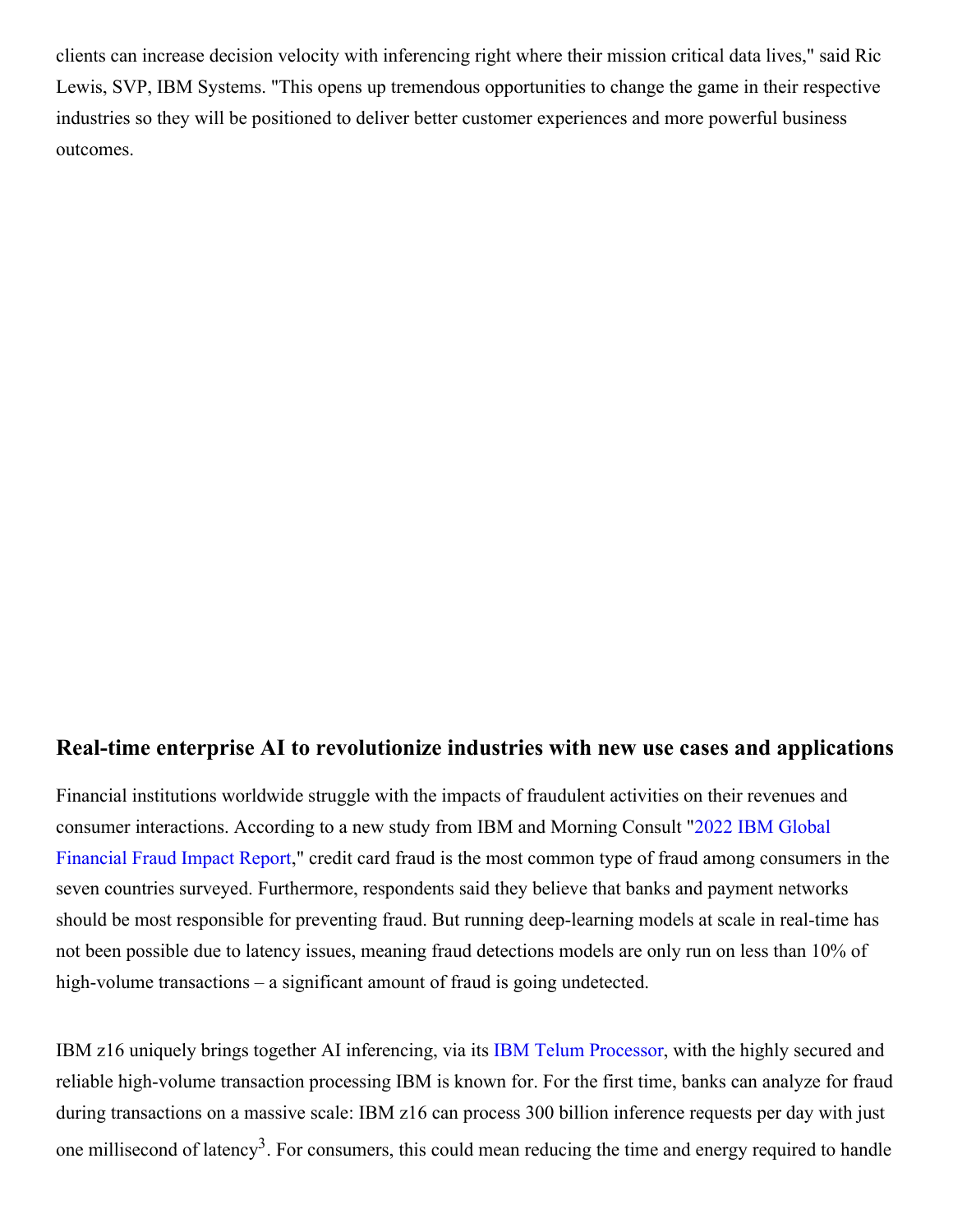clients can increase decision velocity with inferencing right where their mission critical data lives," said Ric Lewis, SVP, IBM Systems. "This opens up tremendous opportunities to change the game in their respective industries so they will be positioned to deliver better customer experiences and more powerful business outcomes.

## Real-time enterprise AI to revolutionize industries with new use cases and applications

Financial institutions worldwide struggle with the impacts of fraudulent activities on their revenues and consumer interactions. According to a new study from IBM and Morning Consult "2022 IBM Global Financial Fraud Impact Report," credit card fraud is the most common type of fraud among consumers in the seven countries surveyed. Furthermore, respondents said they believe that banks and payment networks should be most responsible for preventing fraud. But running deep-learning models at scale in real-time has not been possible due to latency issues, meaning fraud detections models are only run on less than 10% of high-volume transactions – a significant amount of fraud is going undetected.

IBM z16 uniquely brings together AI inferencing, via its IBM Telum Processor, with the highly secured and reliable high-volume transaction processing IBM is known for. For the first time, banks can analyze for fraud during transactions on a massive scale: IBM z16 can process 300 billion inference requests per day with just one millisecond of latency[3]. For consumers, this could mean reducing the time and energy required to handle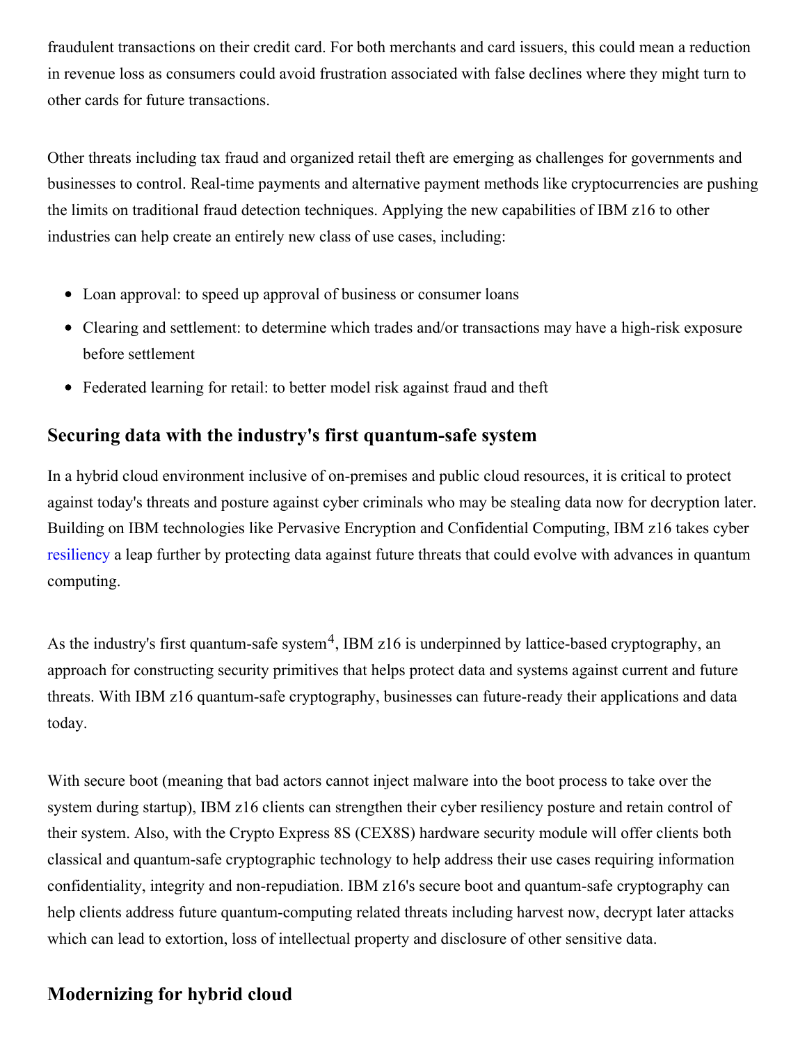fraudulent transactions on their credit card. For both merchants and card issuers, this could mean a reduction in revenue loss as consumers could avoid frustration associated with false declines where they might turn to other cards for future transactions.

Other threats including tax fraud and organized retail theft are emerging as challenges for governments and businesses to control. Real-time payments and alternative payment methods like cryptocurrencies are pushing the limits on traditional fraud detection techniques. Applying the new capabilities of IBM z16 to other industries can help create an entirely new class of use cases, including:

- Loan approval: to speed up approval of business or consumer loans
- Clearing and settlement: to determine which trades and/or transactions may have a high-risk exposure before settlement
- Federated learning for retail: to better model risk against fraud and theft

## Securing data with the industry's first quantum-safe system

In a hybrid cloud environment inclusive of on-premises and public cloud resources, it is critical to protect against today's threats and posture against cyber criminals who may be stealing data now for decryption later. Building on IBM technologies like Pervasive Encryption and Confidential Computing, IBM z16 takes cyber resiliency a leap further by protecting data against future threats that could evolve with advances in quantum computing.

As the industry's first quantum-safe system[4], IBM z16 is underpinned by lattice-based cryptography, an approach for constructing security primitives that helps protect data and systems against current and future threats. With IBM z16 quantum-safe cryptography, businesses can future-ready their applications and data today.

With secure boot (meaning that bad actors cannot inject malware into the boot process to take over the system during startup), IBM z16 clients can strengthen their cyber resiliency posture and retain control of their system. Also, with the Crypto Express 8S (CEX8S) hardware security module will offer clients both classical and quantum-safe cryptographic technology to help address their use cases requiring information confidentiality, integrity and non-repudiation. IBM z16's secure boot and quantum-safe cryptography can help clients address future quantum-computing related threats including harvest now, decrypt later attacks which can lead to extortion, loss of intellectual property and disclosure of other sensitive data.

## Modernizing for hybrid cloud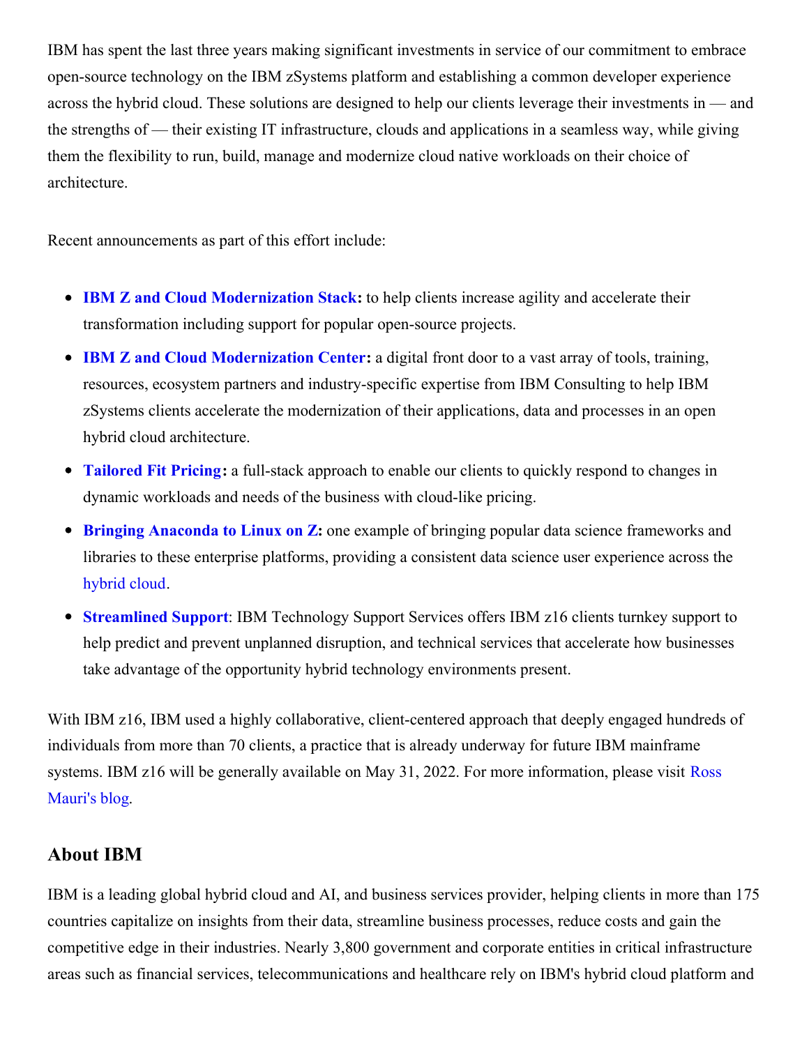IBM has spent the last three years making significant investments in service of our commitment to embrace open-source technology on the IBM zSystems platform and establishing a common developer experience across the hybrid cloud. These solutions are designed to help our clients leverage their investments in — and the strengths of — their existing IT infrastructure, clouds and applications in a seamless way, while giving them the flexibility to run, build, manage and modernize cloud native workloads on their choice of architecture.

Recent announcements as part of this effort include:

- **IBM Z and Cloud Modernization Stack:** to help clients increase agility and accelerate their transformation including support for popular open-source projects.
- **IBM Z and Cloud Modernization Center:** a digital front door to a vast array of tools, training, resources, ecosystem partners and industry-specific expertise from IBM Consulting to help IBM zSystems clients accelerate the modernization of their applications, data and processes in an open hybrid cloud architecture.
- **Tailored Fit Pricing:** a full-stack approach to enable our clients to quickly respond to changes in dynamic workloads and needs of the business with cloud-like pricing.
- **Bringing Anaconda to Linux on Z:** one example of bringing popular data science frameworks and libraries to these enterprise platforms, providing a consistent data science user experience across the hybrid cloud.
- **Streamlined Support**: IBM Technology Support Services offers IBM z16 clients turnkey support to help predict and prevent unplanned disruption, and technical services that accelerate how businesses take advantage of the opportunity hybrid technology environments present.

With IBM z16, IBM used a highly collaborative, client-centered approach that deeply engaged hundreds of individuals from more than 70 clients, a practice that is already underway for future IBM mainframe systems. IBM z16 will be generally available on May 31, 2022. For more information, please visit Ross Mauri's blog.

## About IBM

IBM is a leading global hybrid cloud and AI, and business services provider, helping clients in more than 175 countries capitalize on insights from their data, streamline business processes, reduce costs and gain the competitive edge in their industries. Nearly 3,800 government and corporate entities in critical infrastructure areas such as financial services, telecommunications and healthcare rely on IBM's hybrid cloud platform and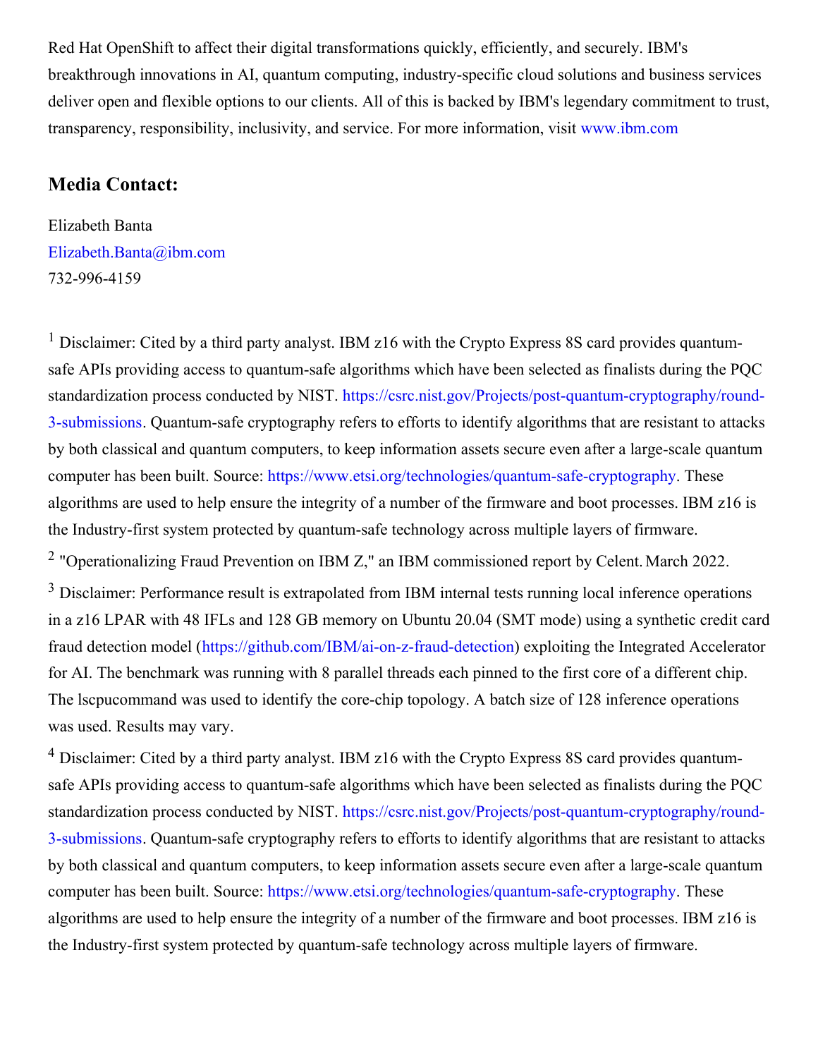Red Hat OpenShift to affect their digital transformations quickly, efficiently, and securely. IBM's breakthrough innovations in AI, quantum computing, industry-specific cloud solutions and business services deliver open and flexible options to our clients. All of this is backed by IBM's legendary commitment to trust, transparency, responsibility, inclusivity, and service. For more information, visit www.ibm.com

## Media Contact:

Elizabeth Banta
Elizabeth.Banta@ibm.com
732-996-4159

[1] Disclaimer: Cited by a third party analyst. IBM z16 with the Crypto Express 8S card provides quantum-safe APIs providing access to quantum-safe algorithms which have been selected as finalists during the PQC standardization process conducted by NIST. https://csrc.nist.gov/Projects/post-quantum-cryptography/round-3-submissions. Quantum-safe cryptography refers to efforts to identify algorithms that are resistant to attacks by both classical and quantum computers, to keep information assets secure even after a large-scale quantum computer has been built. Source: https://www.etsi.org/technologies/quantum-safe-cryptography. These algorithms are used to help ensure the integrity of a number of the firmware and boot processes. IBM z16 is the Industry-first system protected by quantum-safe technology across multiple layers of firmware.

[2] "Operationalizing Fraud Prevention on IBM Z," an IBM commissioned report by Celent. March 2022.

[3] Disclaimer: Performance result is extrapolated from IBM internal tests running local inference operations in a z16 LPAR with 48 IFLs and 128 GB memory on Ubuntu 20.04 (SMT mode) using a synthetic credit card fraud detection model (https://github.com/IBM/ai-on-z-fraud-detection) exploiting the Integrated Accelerator for AI. The benchmark was running with 8 parallel threads each pinned to the first core of a different chip. The lscpucommand was used to identify the core-chip topology. A batch size of 128 inference operations was used. Results may vary.

[4] Disclaimer: Cited by a third party analyst. IBM z16 with the Crypto Express 8S card provides quantum-safe APIs providing access to quantum-safe algorithms which have been selected as finalists during the PQC standardization process conducted by NIST. https://csrc.nist.gov/Projects/post-quantum-cryptography/round-3-submissions. Quantum-safe cryptography refers to efforts to identify algorithms that are resistant to attacks by both classical and quantum computers, to keep information assets secure even after a large-scale quantum computer has been built. Source: https://www.etsi.org/technologies/quantum-safe-cryptography. These algorithms are used to help ensure the integrity of a number of the firmware and boot processes. IBM z16 is the Industry-first system protected by quantum-safe technology across multiple layers of firmware.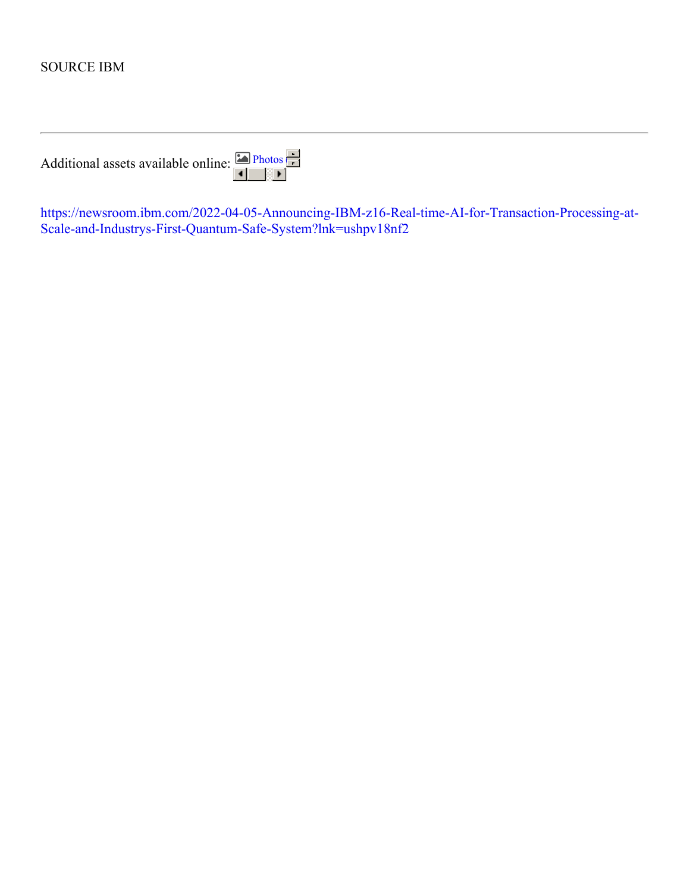SOURCE IBM

---

Additional assets available online: Photos

https://newsroom.ibm.com/2022-04-05-Announcing-IBM-z16-Real-time-AI-for-Transaction-Processing-at-Scale-and-Industrys-First-Quantum-Safe-System?lnk=ushpv18nf2